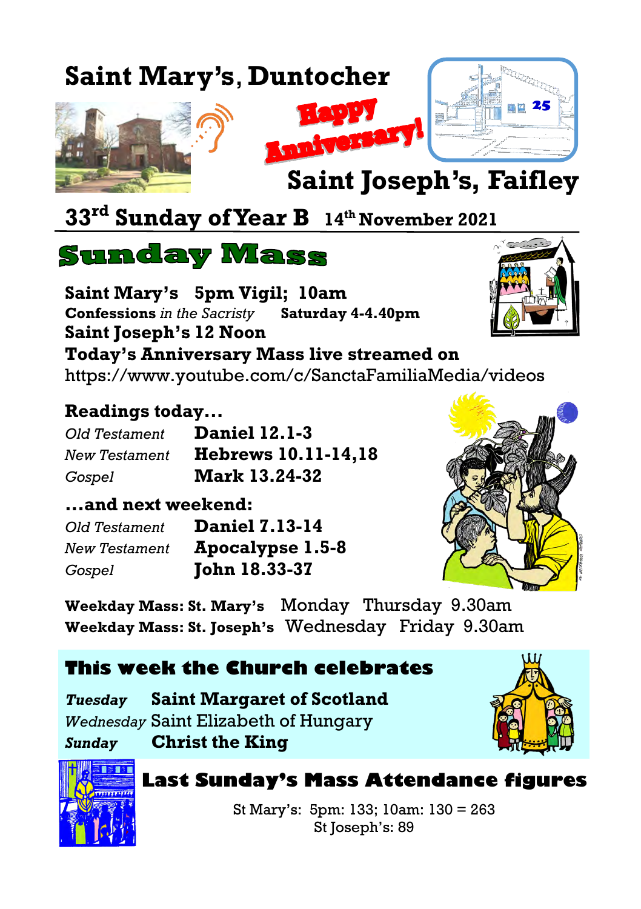# Saint Mary's, Duntocher

**Happy Anniversary!**

25

# Saint Joseph's, Faifley

## 33rd Sunday of Year B 14th November 2021

## Sunday Mass

**Saint Mary's 5pm Vigil; 10am**
**Confessions** *in the Sacristy* **Saturday 4-4.40pm**
**Saint Joseph's 12 Noon**
**Today's Anniversary Mass live streamed on**
https://www.youtube.com/c/SanctaFamiliaMedia/videos

### Readings today…

| | |
|---|---|
| *Old Testament* | **Daniel 12.1-3** |
| *New Testament* | **Hebrews 10.11-14,18** |
| *Gospel* | **Mark 13.24-32** |

### …and next weekend:

| | |
|---|---|
| *Old Testament* | **Daniel 7.13-14** |
| *New Testament* | **Apocalypse 1.5-8** |
| *Gospel* | **John 18.33-37** |

**Weekday Mass: St. Mary's** Monday Thursday 9.30am
**Weekday Mass: St. Joseph's** Wednesday Friday 9.30am

### This week the Church celebrates

***Tuesday*** **Saint Margaret of Scotland**
*Wednesday* Saint Elizabeth of Hungary
***Sunday*** **Christ the King**

### Last Sunday's Mass Attendance figures

St Mary's: 5pm: 133; 10am: 130 = 263
St Joseph's: 89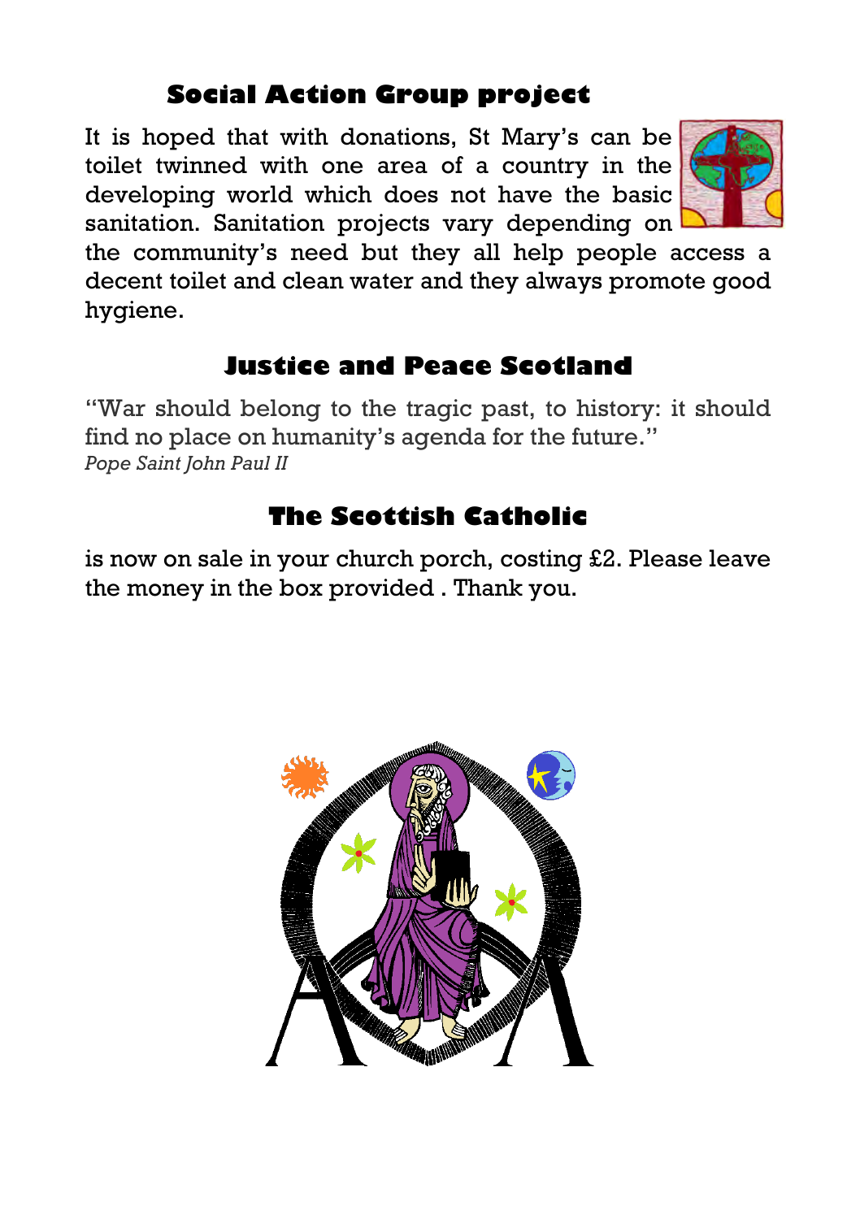## Social Action Group project

It is hoped that with donations, St Mary's can be toilet twinned with one area of a country in the developing world which does not have the basic sanitation. Sanitation projects vary depending on the community's need but they all help people access a decent toilet and clean water and they always promote good hygiene.

## Justice and Peace Scotland

"War should belong to the tragic past, to history: it should find no place on humanity's agenda for the future."
*Pope Saint John Paul II*

## The Scottish Catholic

is now on sale in your church porch, costing £2. Please leave the money in the box provided . Thank you.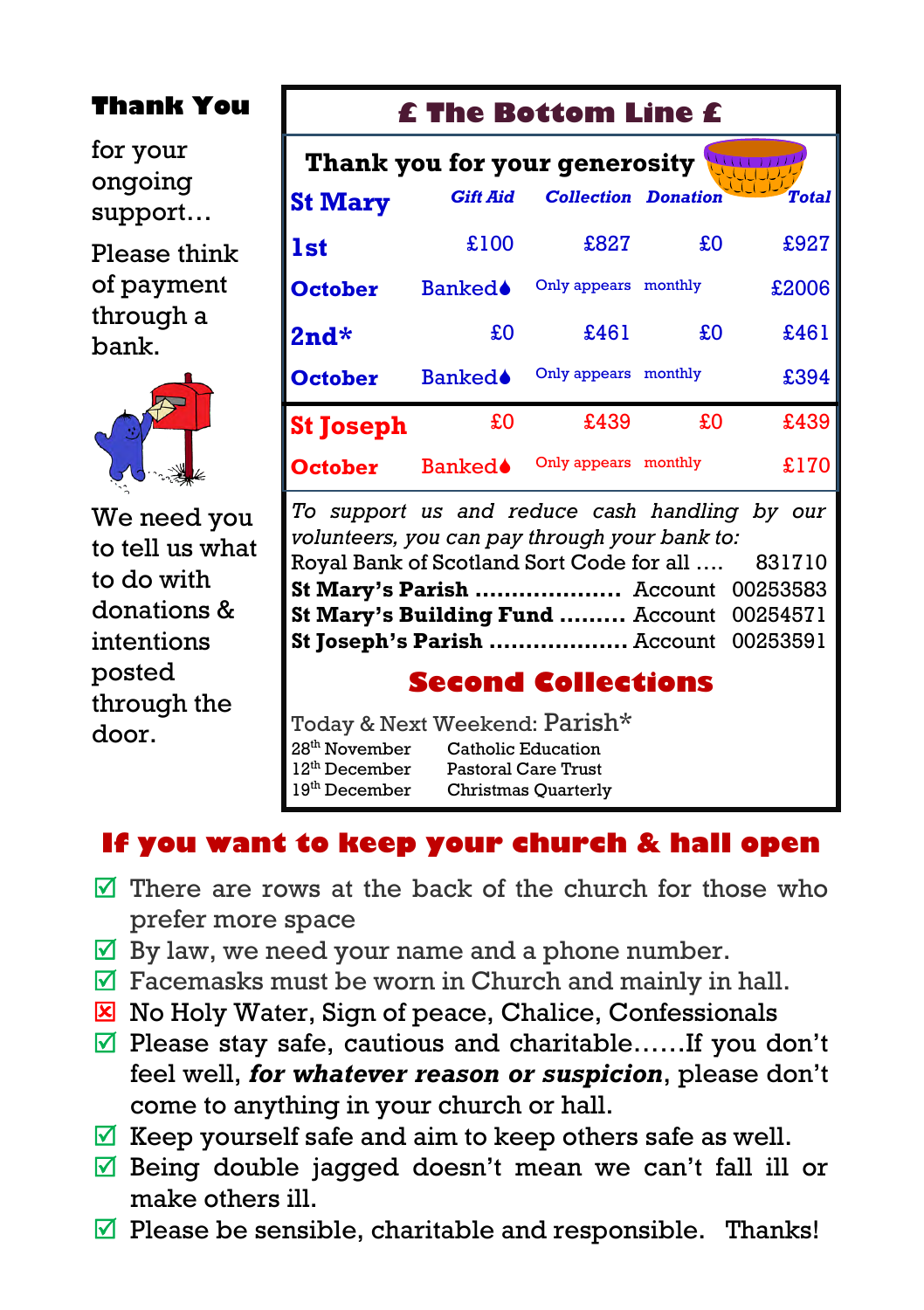**Thank You**

for your ongoing support…

Please think of payment through a bank.

We need you to tell us what to do with donations & intentions posted through the door.

## £ The Bottom Line £

**Thank you for your generosity**

| **St Mary** | *Gift Aid* | *Collection* | *Donation* | *Total* |
|---|---|---|---|---|
| **1st** | £100 | £827 | £0 | £927 |
| **October** | Banked♦ | Only appears | monthly | £2006 |
| **2nd*** | £0 | £461 | £0 | £461 |
| **October** | Banked♦ | Only appears | monthly | £394 |
| **St Joseph** | £0 | £439 | £0 | £439 |
| **October** | Banked♦ | Only appears | monthly | £170 |

*To support us and reduce cash handling by our volunteers, you can pay through your bank to:*

Royal Bank of Scotland Sort Code for all …. 831710
**St Mary's Parish** ………………… Account 00253583
**St Mary's Building Fund** ……… Account 00254571
**St Joseph's Parish** ………………. Account 00253591

## Second Collections

Today & Next Weekend: Parish*

| | |
|---|---|
| 28th November | Catholic Education |
| 12th December | Pastoral Care Trust |
| 19th December | Christmas Quarterly |

## If you want to keep your church & hall open

- ☑ There are rows at the back of the church for those who prefer more space
- ☑ By law, we need your name and a phone number.
- ☑ Facemasks must be worn in Church and mainly in hall.
- ☒ No Holy Water, Sign of peace, Chalice, Confessionals
- ☑ Please stay safe, cautious and charitable……If you don't feel well, ***for whatever reason or suspicion***, please don't come to anything in your church or hall.
- ☑ Keep yourself safe and aim to keep others safe as well.
- ☑ Being double jagged doesn't mean we can't fall ill or make others ill.
- ☑ Please be sensible, charitable and responsible. Thanks!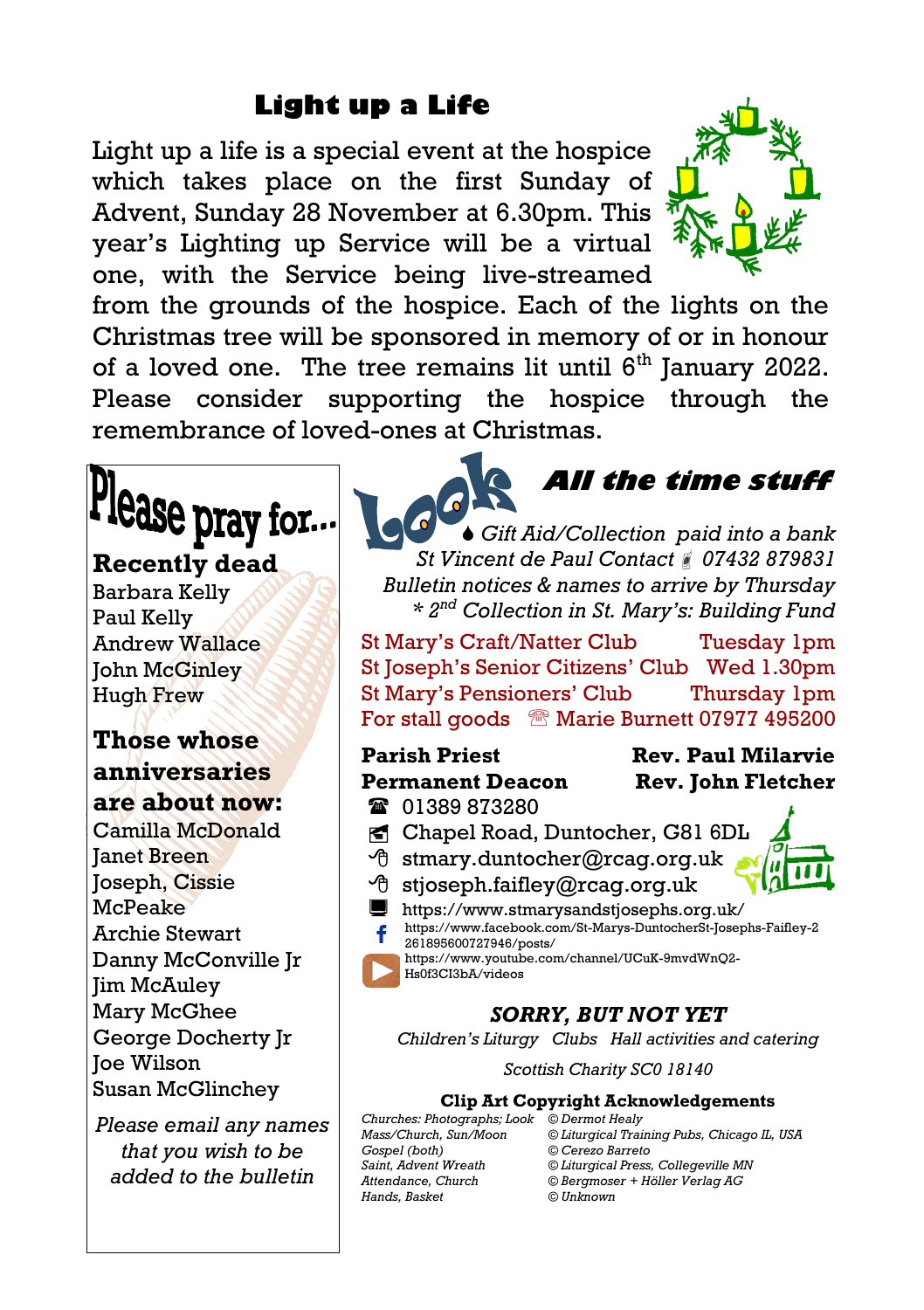## Light up a Life

Light up a life is a special event at the hospice which takes place on the first Sunday of Advent, Sunday 28 November at 6.30pm. This year's Lighting up Service will be a virtual one, with the Service being live-streamed from the grounds of the hospice. Each of the lights on the Christmas tree will be sponsored in memory of or in honour of a loved one. The tree remains lit until 6th January 2022. Please consider supporting the hospice through the remembrance of loved-ones at Christmas.

## Please pray for...

### Recently dead

Barbara Kelly
Paul Kelly
Andrew Wallace
John McGinley
Hugh Frew

### Those whose anniversaries are about now:

Camilla McDonald
Janet Breen
Joseph, Cissie McPeake
Archie Stewart
Danny McConville Jr
Jim McAuley
Mary McGhee
George Docherty Jr
Joe Wilson
Susan McGlinchey

*Please email any names that you wish to be added to the bulletin*

## Look — *All the time stuff*

*Gift Aid/Collection paid into a bank*
*St Vincent de Paul Contact 07432 879831*
*Bulletin notices & names to arrive by Thursday*
*\* 2nd Collection in St. Mary's: Building Fund*

St Mary's Craft/Natter Club — Tuesday 1pm
St Joseph's Senior Citizens' Club — Wed 1.30pm
St Mary's Pensioners' Club — Thursday 1pm
For stall goods ☎ Marie Burnett 07977 495200

**Parish Priest** — **Rev. Paul Milarvie**
**Permanent Deacon** — **Rev. John Fletcher**

☎ 01389 873280
Chapel Road, Duntocher, G81 6DL
stmary.duntocher@rcag.org.uk
stjoseph.faifley@rcag.org.uk
https://www.stmarysandstjosephs.org.uk/
https://www.facebook.com/St-Marys-DuntocherSt-Josephs-Faifley-2261895600727946/posts/
https://www.youtube.com/channel/UCuK-9mvdWnQ2-Hs0f3CI3bA/videos

### *SORRY, BUT NOT YET*

*Children's Liturgy Clubs Hall activities and catering*

*Scottish Charity SC0 18140*

**Clip Art Copyright Acknowledgements**

| | |
|---|---|
| *Churches: Photographs; Look* | *© Dermot Healy* |
| *Mass/Church, Sun/Moon* | *© Liturgical Training Pubs, Chicago IL, USA* |
| *Gospel (both)* | *© Cerezo Barreto* |
| *Saint, Advent Wreath* | *© Liturgical Press, Collegeville MN* |
| *Attendance, Church* | *© Bergmoser + Höller Verlag AG* |
| *Hands, Basket* | *© Unknown* |